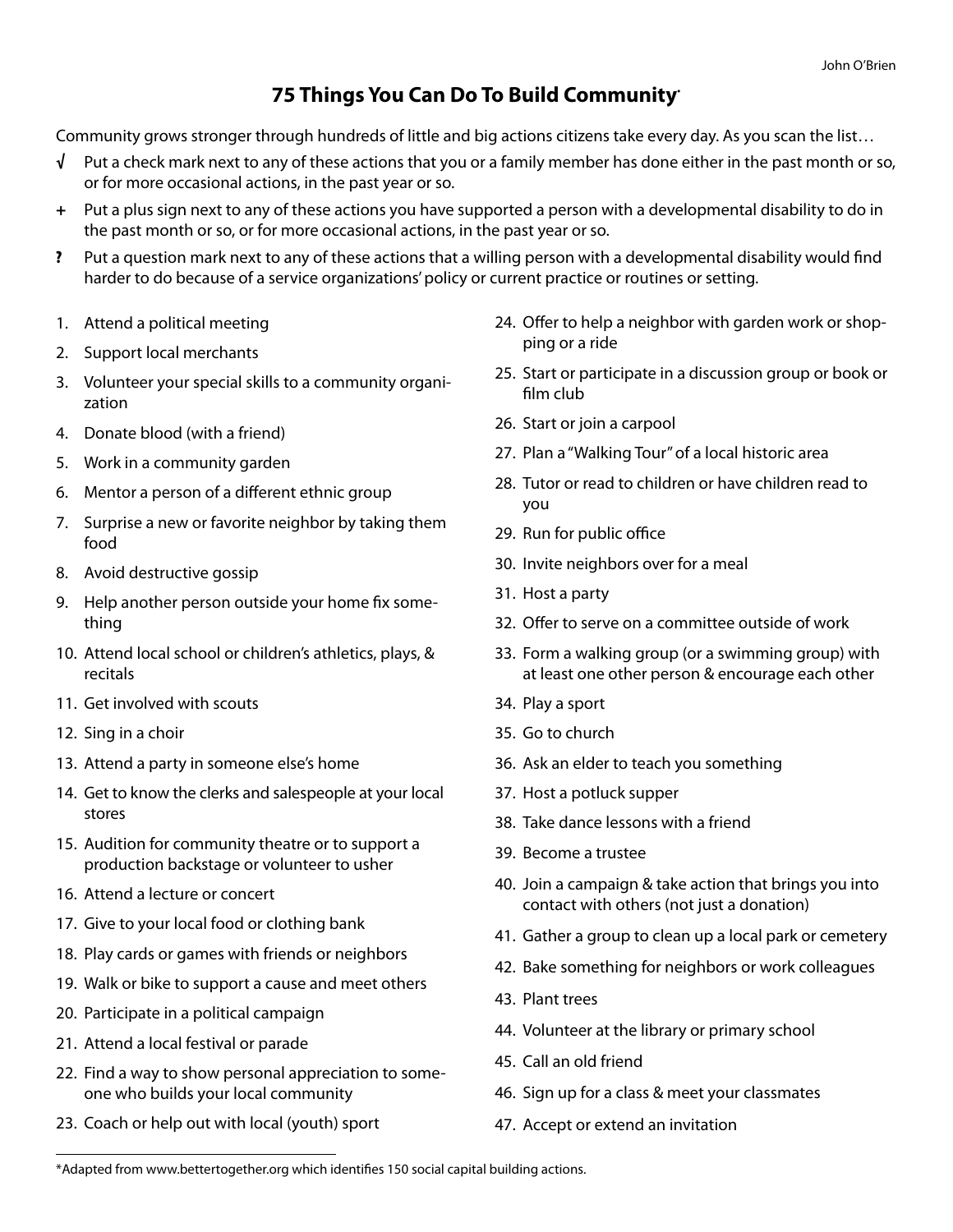John O'Brien

# 75 Things You Can Do To Build Community*

Community grows stronger through hundreds of little and big actions citizens take every day. As you scan the list…

- **√** Put a check mark next to any of these actions that you or a family member has done either in the past month or so, or for more occasional actions, in the past year or so.
- **+** Put a plus sign next to any of these actions you have supported a person with a developmental disability to do in the past month or so, or for more occasional actions, in the past year or so.
- **?** Put a question mark next to any of these actions that a willing person with a developmental disability would find harder to do because of a service organizations' policy or current practice or routines or setting.

1. Attend a political meeting
2. Support local merchants
3. Volunteer your special skills to a community organization
4. Donate blood (with a friend)
5. Work in a community garden
6. Mentor a person of a different ethnic group
7. Surprise a new or favorite neighbor by taking them food
8. Avoid destructive gossip
9. Help another person outside your home fix something
10. Attend local school or children's athletics, plays, & recitals
11. Get involved with scouts
12. Sing in a choir
13. Attend a party in someone else's home
14. Get to know the clerks and salespeople at your local stores
15. Audition for community theatre or to support a production backstage or volunteer to usher
16. Attend a lecture or concert
17. Give to your local food or clothing bank
18. Play cards or games with friends or neighbors
19. Walk or bike to support a cause and meet others
20. Participate in a political campaign
21. Attend a local festival or parade
22. Find a way to show personal appreciation to someone who builds your local community
23. Coach or help out with local (youth) sport
24. Offer to help a neighbor with garden work or shopping or a ride
25. Start or participate in a discussion group or book or film club
26. Start or join a carpool
27. Plan a "Walking Tour" of a local historic area
28. Tutor or read to children or have children read to you
29. Run for public office
30. Invite neighbors over for a meal
31. Host a party
32. Offer to serve on a committee outside of work
33. Form a walking group (or a swimming group) with at least one other person & encourage each other
34. Play a sport
35. Go to church
36. Ask an elder to teach you something
37. Host a potluck supper
38. Take dance lessons with a friend
39. Become a trustee
40. Join a campaign & take action that brings you into contact with others (not just a donation)
41. Gather a group to clean up a local park or cemetery
42. Bake something for neighbors or work colleagues
43. Plant trees
44. Volunteer at the library or primary school
45. Call an old friend
46. Sign up for a class & meet your classmates
47. Accept or extend an invitation

---

*Adapted from www.bettertogether.org which identifies 150 social capital building actions.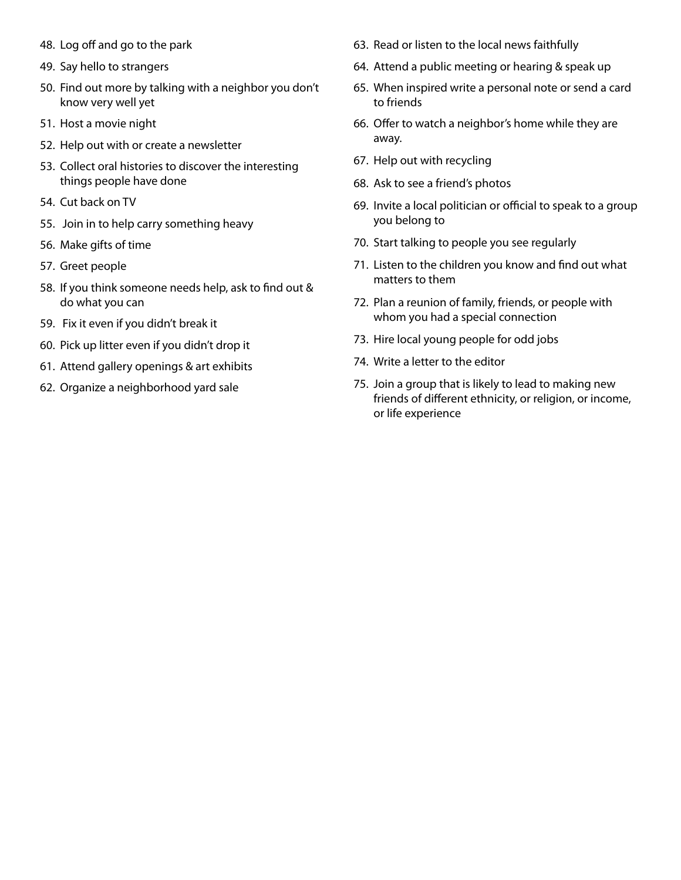48. Log off and go to the park
49. Say hello to strangers
50. Find out more by talking with a neighbor you don't know very well yet
51. Host a movie night
52. Help out with or create a newsletter
53. Collect oral histories to discover the interesting things people have done
54. Cut back on TV
55. Join in to help carry something heavy
56. Make gifts of time
57. Greet people
58. If you think someone needs help, ask to find out & do what you can
59. Fix it even if you didn't break it
60. Pick up litter even if you didn't drop it
61. Attend gallery openings & art exhibits
62. Organize a neighborhood yard sale
63. Read or listen to the local news faithfully
64. Attend a public meeting or hearing & speak up
65. When inspired write a personal note or send a card to friends
66. Offer to watch a neighbor's home while they are away.
67. Help out with recycling
68. Ask to see a friend's photos
69. Invite a local politician or official to speak to a group you belong to
70. Start talking to people you see regularly
71. Listen to the children you know and find out what matters to them
72. Plan a reunion of family, friends, or people with whom you had a special connection
73. Hire local young people for odd jobs
74. Write a letter to the editor
75. Join a group that is likely to lead to making new friends of different ethnicity, or religion, or income, or life experience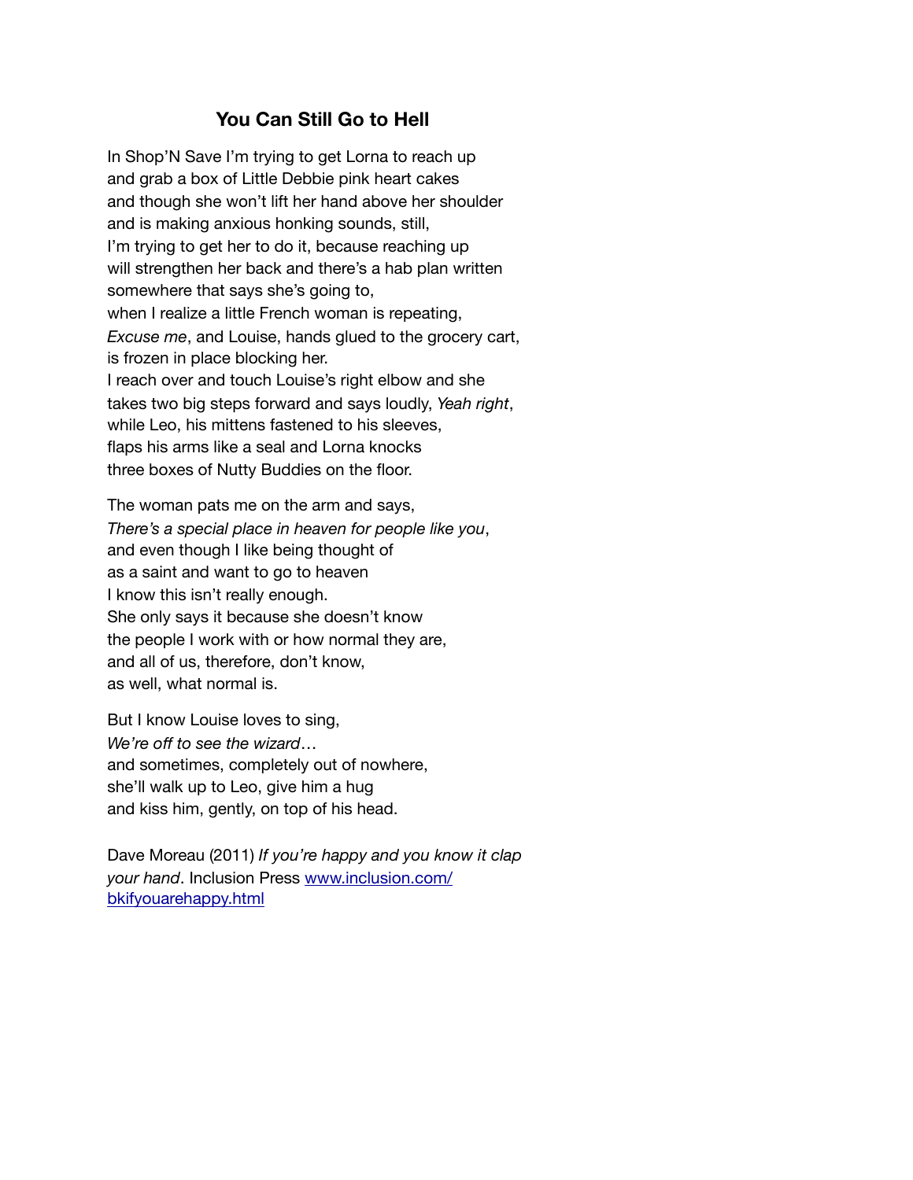## You Can Still Go to Hell

In Shop'N Save I'm trying to get Lorna to reach up
and grab a box of Little Debbie pink heart cakes
and though she won't lift her hand above her shoulder
and is making anxious honking sounds, still,
I'm trying to get her to do it, because reaching up
will strengthen her back and there's a hab plan written
somewhere that says she's going to,
when I realize a little French woman is repeating,
*Excuse me*, and Louise, hands glued to the grocery cart,
is frozen in place blocking her.
I reach over and touch Louise's right elbow and she
takes two big steps forward and says loudly, *Yeah right*,
while Leo, his mittens fastened to his sleeves,
flaps his arms like a seal and Lorna knocks
three boxes of Nutty Buddies on the floor.

The woman pats me on the arm and says,
*There's a special place in heaven for people like you*,
and even though I like being thought of
as a saint and want to go to heaven
I know this isn't really enough.
She only says it because she doesn't know
the people I work with or how normal they are,
and all of us, therefore, don't know,
as well, what normal is.

But I know Louise loves to sing,
*We're off to see the wizard*…
and sometimes, completely out of nowhere,
she'll walk up to Leo, give him a hug
and kiss him, gently, on top of his head.

Dave Moreau (2011) *If you're happy and you know it clap your hand*. Inclusion Press [www.inclusion.com/bkifyouarehappy.html](www.inclusion.com/bkifyouarehappy.html)